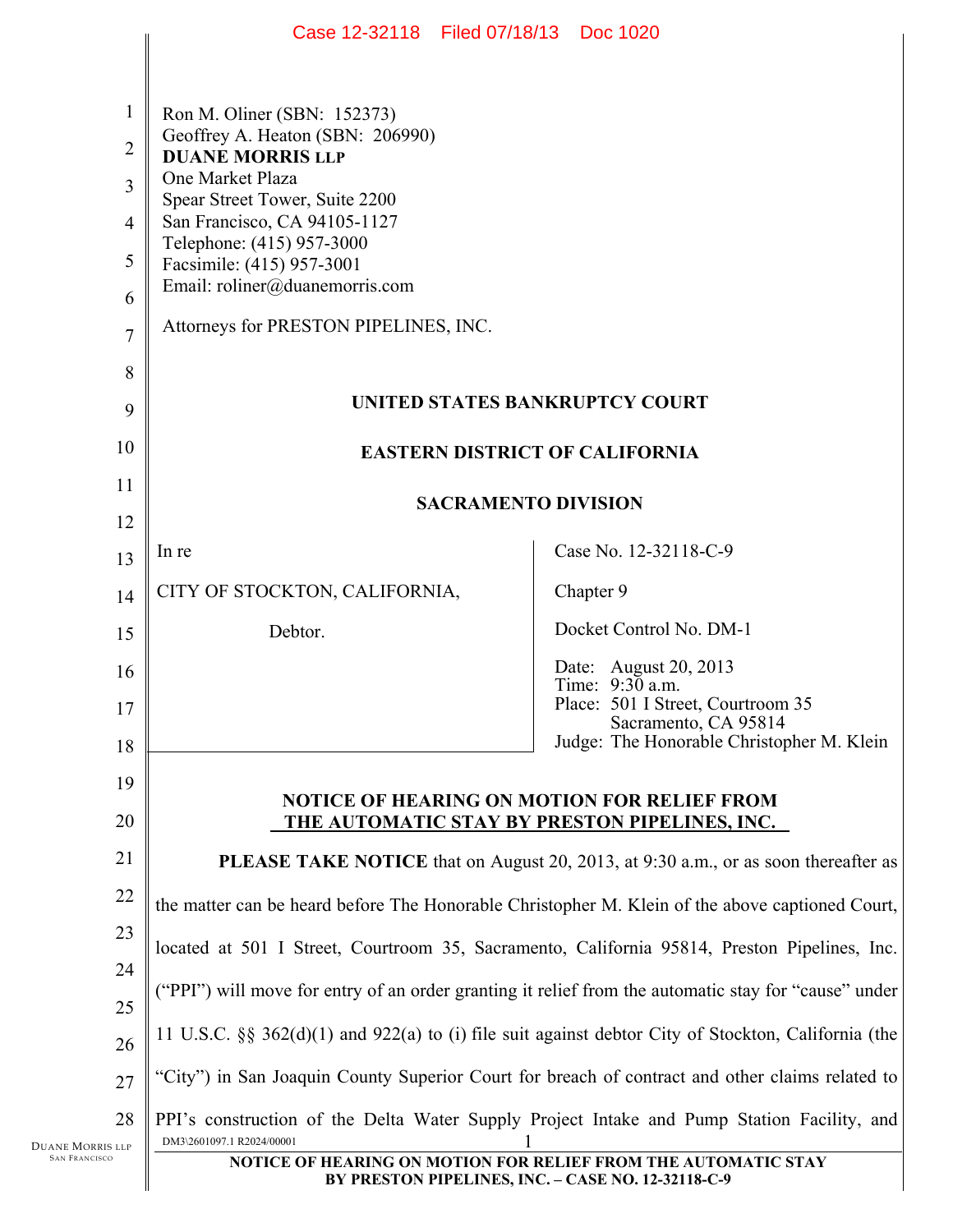Ron M. Oliner (SBN: 152373)
Geoffrey A. Heaton (SBN: 206990)
**DUANE MORRIS LLP**
One Market Plaza
Spear Street Tower, Suite 2200
San Francisco, CA 94105-1127
Telephone: (415) 957-3000
Facsimile: (415) 957-3001
Email: roliner@duanemorris.com

Attorneys for PRESTON PIPELINES, INC.

**UNITED STATES BANKRUPTCY COURT**

**EASTERN DISTRICT OF CALIFORNIA**

**SACRAMENTO DIVISION**

| | |
|---|---|
| In re<br><br>CITY OF STOCKTON, CALIFORNIA,<br><br>Debtor. | Case No. 12-32118-C-9<br><br>Chapter 9<br><br>Docket Control No. DM-1<br><br>Date: August 20, 2013<br>Time: 9:30 a.m.<br>Place: 501 I Street, Courtroom 35<br>Sacramento, CA 95814<br>Judge: The Honorable Christopher M. Klein |

**NOTICE OF HEARING ON MOTION FOR RELIEF FROM THE AUTOMATIC STAY BY PRESTON PIPELINES, INC.**

**PLEASE TAKE NOTICE** that on August 20, 2013, at 9:30 a.m., or as soon thereafter as the matter can be heard before The Honorable Christopher M. Klein of the above captioned Court, located at 501 I Street, Courtroom 35, Sacramento, California 95814, Preston Pipelines, Inc. ("PPI") will move for entry of an order granting it relief from the automatic stay for "cause" under 11 U.S.C. §§ 362(d)(1) and 922(a) to (i) file suit against debtor City of Stockton, California (the "City") in San Joaquin County Superior Court for breach of contract and other claims related to PPI's construction of the Delta Water Supply Project Intake and Pump Station Facility, and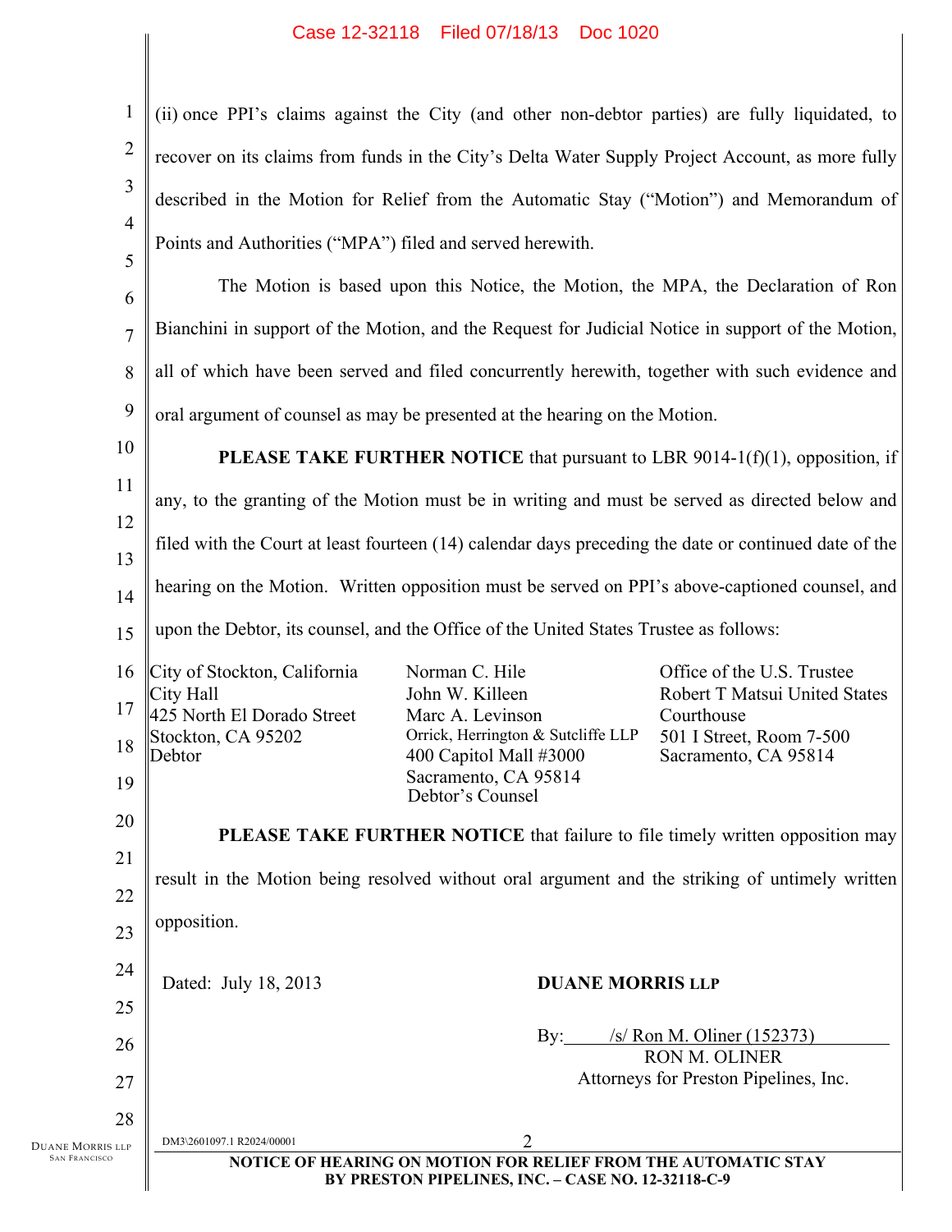(ii) once PPI's claims against the City (and other non-debtor parties) are fully liquidated, to recover on its claims from funds in the City's Delta Water Supply Project Account, as more fully described in the Motion for Relief from the Automatic Stay ("Motion") and Memorandum of Points and Authorities ("MPA") filed and served herewith.

The Motion is based upon this Notice, the Motion, the MPA, the Declaration of Ron Bianchini in support of the Motion, and the Request for Judicial Notice in support of the Motion, all of which have been served and filed concurrently herewith, together with such evidence and oral argument of counsel as may be presented at the hearing on the Motion.

**PLEASE TAKE FURTHER NOTICE** that pursuant to LBR 9014-1(f)(1), opposition, if any, to the granting of the Motion must be in writing and must be served as directed below and filed with the Court at least fourteen (14) calendar days preceding the date or continued date of the hearing on the Motion. Written opposition must be served on PPI's above-captioned counsel, and upon the Debtor, its counsel, and the Office of the United States Trustee as follows:

| | | |
|---|---|---|
| City of Stockton, California<br>City Hall<br>425 North El Dorado Street<br>Stockton, CA 95202<br>Debtor | Norman C. Hile<br>John W. Killeen<br>Marc A. Levinson<br>Orrick, Herrington & Sutcliffe LLP<br>400 Capitol Mall #3000<br>Sacramento, CA 95814<br>Debtor's Counsel | Office of the U.S. Trustee<br>Robert T Matsui United States Courthouse<br>501 I Street, Room 7-500<br>Sacramento, CA 95814 |

**PLEASE TAKE FURTHER NOTICE** that failure to file timely written opposition may result in the Motion being resolved without oral argument and the striking of untimely written opposition.

Dated: July 18, 2013

**DUANE MORRIS LLP**

By: /s/ Ron M. Oliner (152373)
RON M. OLINER
Attorneys for Preston Pipelines, Inc.

DM3\2601097.1 R2024/00001

NOTICE OF HEARING ON MOTION FOR RELIEF FROM THE AUTOMATIC STAY BY PRESTON PIPELINES, INC. – CASE NO. 12-32118-C-9